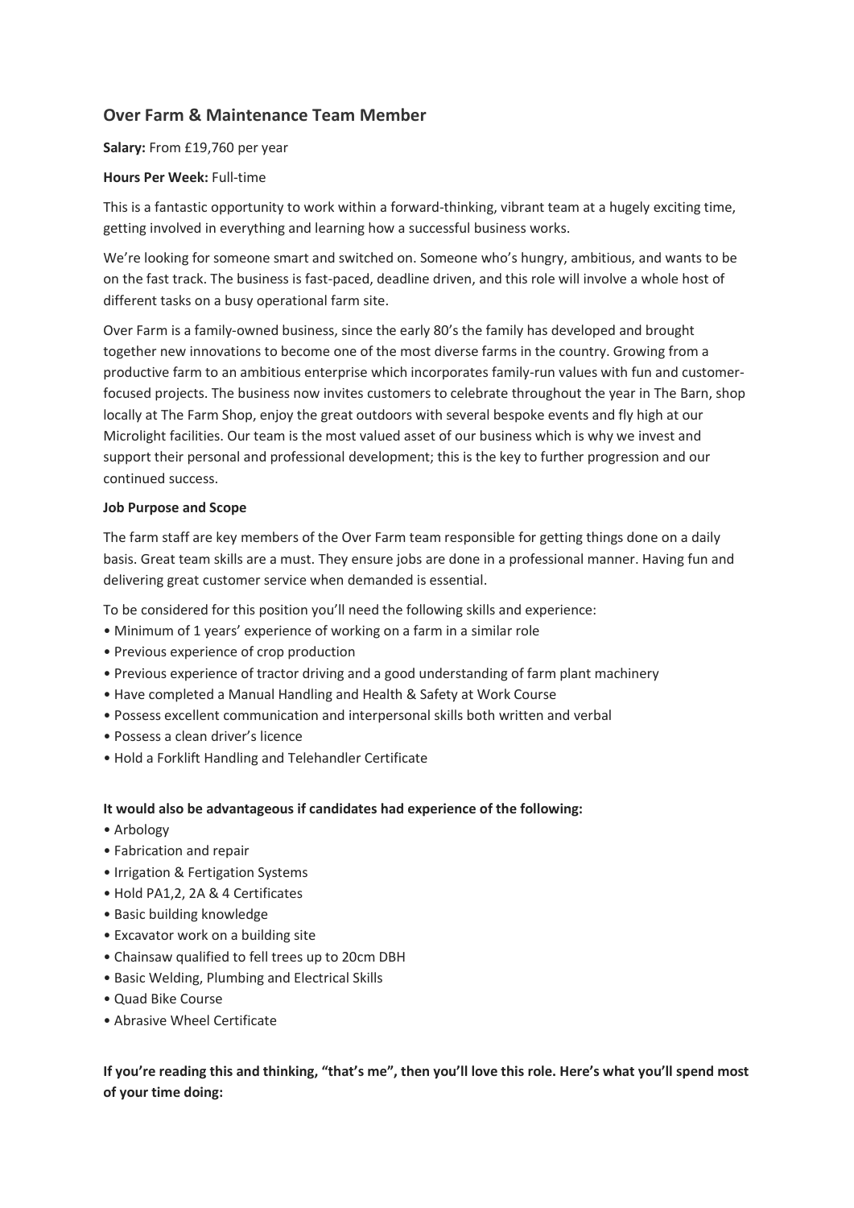## Over Farm & Maintenance Team Member

**Salary:** From £19,760 per year

**Hours Per Week:** Full-time

This is a fantastic opportunity to work within a forward-thinking, vibrant team at a hugely exciting time, getting involved in everything and learning how a successful business works.

We're looking for someone smart and switched on. Someone who's hungry, ambitious, and wants to be on the fast track. The business is fast-paced, deadline driven, and this role will involve a whole host of different tasks on a busy operational farm site.

Over Farm is a family-owned business, since the early 80's the family has developed and brought together new innovations to become one of the most diverse farms in the country. Growing from a productive farm to an ambitious enterprise which incorporates family-run values with fun and customer-focused projects. The business now invites customers to celebrate throughout the year in The Barn, shop locally at The Farm Shop, enjoy the great outdoors with several bespoke events and fly high at our Microlight facilities. Our team is the most valued asset of our business which is why we invest and support their personal and professional development; this is the key to further progression and our continued success.

**Job Purpose and Scope**

The farm staff are key members of the Over Farm team responsible for getting things done on a daily basis. Great team skills are a must. They ensure jobs are done in a professional manner. Having fun and delivering great customer service when demanded is essential.

To be considered for this position you'll need the following skills and experience:

- Minimum of 1 years' experience of working on a farm in a similar role
- Previous experience of crop production
- Previous experience of tractor driving and a good understanding of farm plant machinery
- Have completed a Manual Handling and Health & Safety at Work Course
- Possess excellent communication and interpersonal skills both written and verbal
- Possess a clean driver's licence
- Hold a Forklift Handling and Telehandler Certificate

**It would also be advantageous if candidates had experience of the following:**

- Arbology
- Fabrication and repair
- Irrigation & Fertigation Systems
- Hold PA1,2, 2A & 4 Certificates
- Basic building knowledge
- Excavator work on a building site
- Chainsaw qualified to fell trees up to 20cm DBH
- Basic Welding, Plumbing and Electrical Skills
- Quad Bike Course
- Abrasive Wheel Certificate

**If you're reading this and thinking, "that's me", then you'll love this role. Here's what you'll spend most of your time doing:**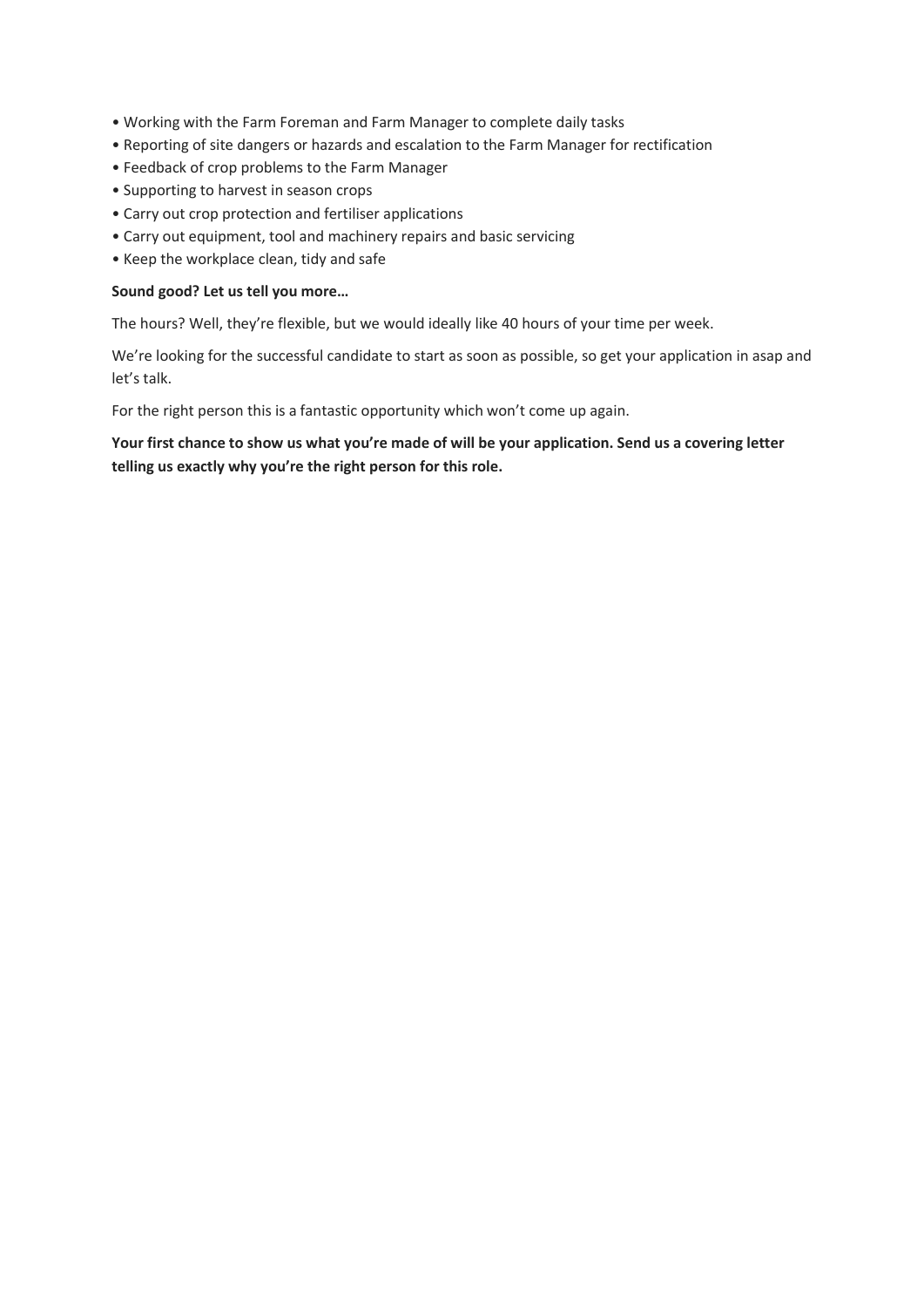- Working with the Farm Foreman and Farm Manager to complete daily tasks
- Reporting of site dangers or hazards and escalation to the Farm Manager for rectification
- Feedback of crop problems to the Farm Manager
- Supporting to harvest in season crops
- Carry out crop protection and fertiliser applications
- Carry out equipment, tool and machinery repairs and basic servicing
- Keep the workplace clean, tidy and safe

**Sound good? Let us tell you more…**

The hours? Well, they're flexible, but we would ideally like 40 hours of your time per week.

We're looking for the successful candidate to start as soon as possible, so get your application in asap and let's talk.

For the right person this is a fantastic opportunity which won't come up again.

**Your first chance to show us what you're made of will be your application. Send us a covering letter telling us exactly why you're the right person for this role.**